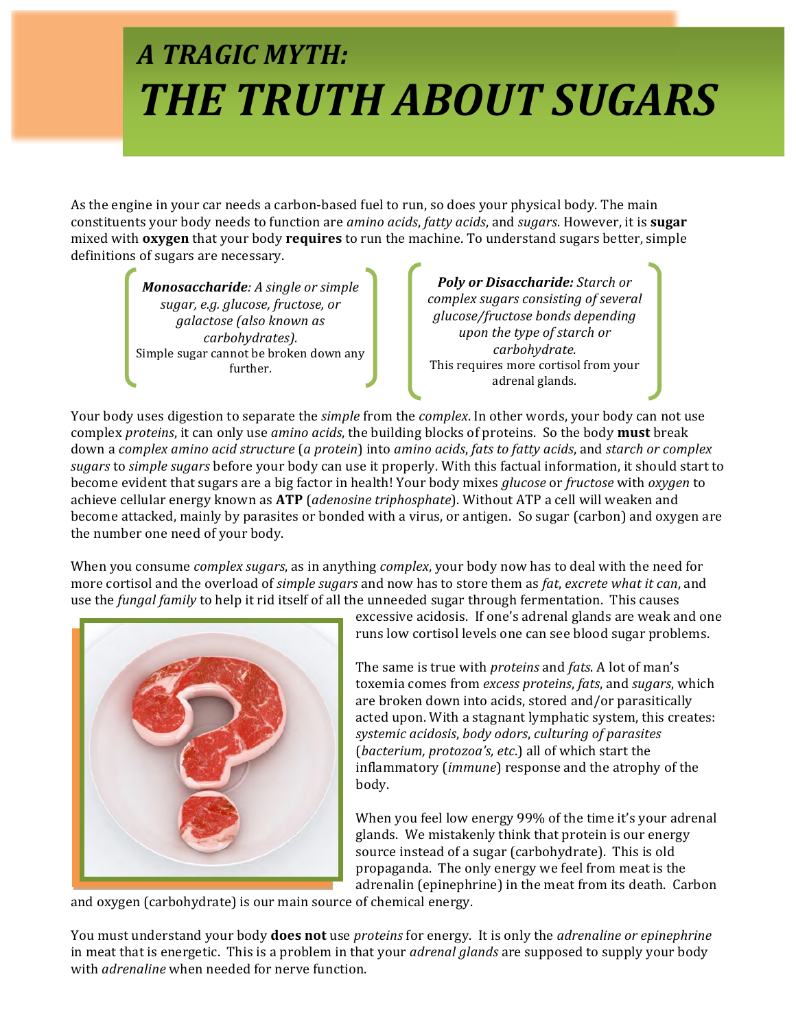# *A TRAGIC MYTH:*
# *THE TRUTH ABOUT SUGARS*

As the engine in your car needs a carbon-based fuel to run, so does your physical body. The main constituents your body needs to function are *amino acids*, *fatty acids*, and *sugars*. However, it is **sugar** mixed with **oxygen** that your body **requires** to run the machine. To understand sugars better, simple definitions of sugars are necessary.

> ***Monosaccharide****: A single or simple sugar, e.g. glucose, fructose, or galactose (also known as carbohydrates).*
> Simple sugar cannot be broken down any further.

> ***Poly or Disaccharide:*** *Starch or complex sugars consisting of several glucose/fructose bonds depending upon the type of starch or carbohydrate.*
> This requires more cortisol from your adrenal glands.

Your body uses digestion to separate the *simple* from the *complex*. In other words, your body can not use complex *proteins*, it can only use *amino acids*, the building blocks of proteins. So the body **must** break down a *complex amino acid structure* (*a protein*) into *amino acids*, *fats to fatty acids*, and *starch or complex sugars* to *simple sugars* before your body can use it properly. With this factual information, it should start to become evident that sugars are a big factor in health! Your body mixes *glucose* or *fructose* with *oxygen* to achieve cellular energy known as **ATP** (*adenosine triphosphate*). Without ATP a cell will weaken and become attacked, mainly by parasites or bonded with a virus, or antigen. So sugar (carbon) and oxygen are the number one need of your body.

When you consume *complex sugars*, as in anything *complex*, your body now has to deal with the need for more cortisol and the overload of *simple sugars* and now has to store them as *fat*, *excrete what it can*, and use the *fungal family* to help it rid itself of all the unneeded sugar through fermentation. This causes excessive acidosis. If one's adrenal glands are weak and one runs low cortisol levels one can see blood sugar problems.

The same is true with *proteins* and *fats*. A lot of man's toxemia comes from *excess proteins*, *fats*, and *sugars*, which are broken down into acids, stored and/or parasitically acted upon. With a stagnant lymphatic system, this creates: *systemic acidosis*, *body odors*, *culturing of parasites* (*bacterium, protozoa's, etc.*) all of which start the inflammatory (*immune*) response and the atrophy of the body.

When you feel low energy 99% of the time it's your adrenal glands. We mistakenly think that protein is our energy source instead of a sugar (carbohydrate). This is old propaganda. The only energy we feel from meat is the adrenalin (epinephrine) in the meat from its death. Carbon and oxygen (carbohydrate) is our main source of chemical energy.

You must understand your body **does not** use *proteins* for energy. It is only the *adrenaline or epinephrine* in meat that is energetic. This is a problem in that your *adrenal glands* are supposed to supply your body with *adrenaline* when needed for nerve function.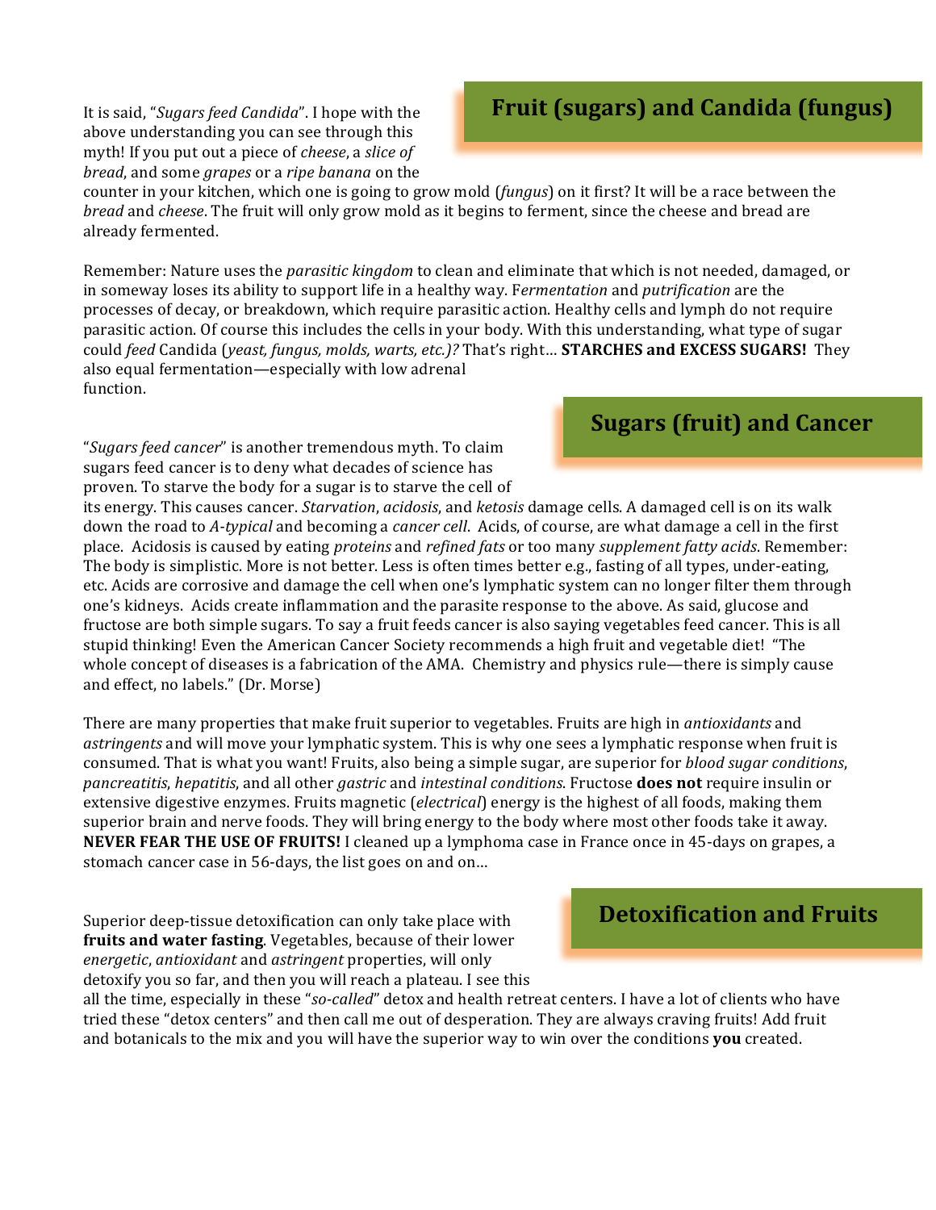## Fruit (sugars) and Candida (fungus)

It is said, "*Sugars feed Candida*". I hope with the above understanding you can see through this myth! If you put out a piece of *cheese*, a *slice of bread*, and some *grapes* or a *ripe banana* on the counter in your kitchen, which one is going to grow mold (*fungus*) on it first? It will be a race between the *bread* and *cheese*. The fruit will only grow mold as it begins to ferment, since the cheese and bread are already fermented.

Remember: Nature uses the *parasitic kingdom* to clean and eliminate that which is not needed, damaged, or in someway loses its ability to support life in a healthy way. F*ermentation* and *putrification* are the processes of decay, or breakdown, which require parasitic action. Healthy cells and lymph do not require parasitic action. Of course this includes the cells in your body. With this understanding, what type of sugar could *feed* Candida (*yeast, fungus, molds, warts, etc.)?* That's right… **STARCHES and EXCESS SUGARS!** They also equal fermentation—especially with low adrenal function.

## Sugars (fruit) and Cancer

"*Sugars feed cancer*" is another tremendous myth. To claim sugars feed cancer is to deny what decades of science has proven. To starve the body for a sugar is to starve the cell of its energy. This causes cancer. *Starvation*, *acidosis*, and *ketosis* damage cells. A damaged cell is on its walk down the road to *A-typical* and becoming a *cancer cell*. Acids, of course, are what damage a cell in the first place. Acidosis is caused by eating *proteins* and *refined fats* or too many *supplement fatty acids*. Remember: The body is simplistic. More is not better. Less is often times better e.g., fasting of all types, under-eating, etc. Acids are corrosive and damage the cell when one's lymphatic system can no longer filter them through one's kidneys. Acids create inflammation and the parasite response to the above. As said, glucose and fructose are both simple sugars. To say a fruit feeds cancer is also saying vegetables feed cancer. This is all stupid thinking! Even the American Cancer Society recommends a high fruit and vegetable diet! "The whole concept of diseases is a fabrication of the AMA. Chemistry and physics rule—there is simply cause and effect, no labels." (Dr. Morse)

There are many properties that make fruit superior to vegetables. Fruits are high in *antioxidants* and *astringents* and will move your lymphatic system. This is why one sees a lymphatic response when fruit is consumed. That is what you want! Fruits, also being a simple sugar, are superior for *blood sugar conditions*, *pancreatitis*, *hepatitis*, and all other *gastric* and *intestinal conditions*. Fructose **does not** require insulin or extensive digestive enzymes. Fruits magnetic (*electrical*) energy is the highest of all foods, making them superior brain and nerve foods. They will bring energy to the body where most other foods take it away. **NEVER FEAR THE USE OF FRUITS!** I cleaned up a lymphoma case in France once in 45-days on grapes, a stomach cancer case in 56-days, the list goes on and on…

## Detoxification and Fruits

Superior deep-tissue detoxification can only take place with **fruits and water fasting**. Vegetables, because of their lower *energetic*, *antioxidant* and *astringent* properties, will only detoxify you so far, and then you will reach a plateau. I see this all the time, especially in these "*so-called*" detox and health retreat centers. I have a lot of clients who have tried these "detox centers" and then call me out of desperation. They are always craving fruits! Add fruit and botanicals to the mix and you will have the superior way to win over the conditions **you** created.